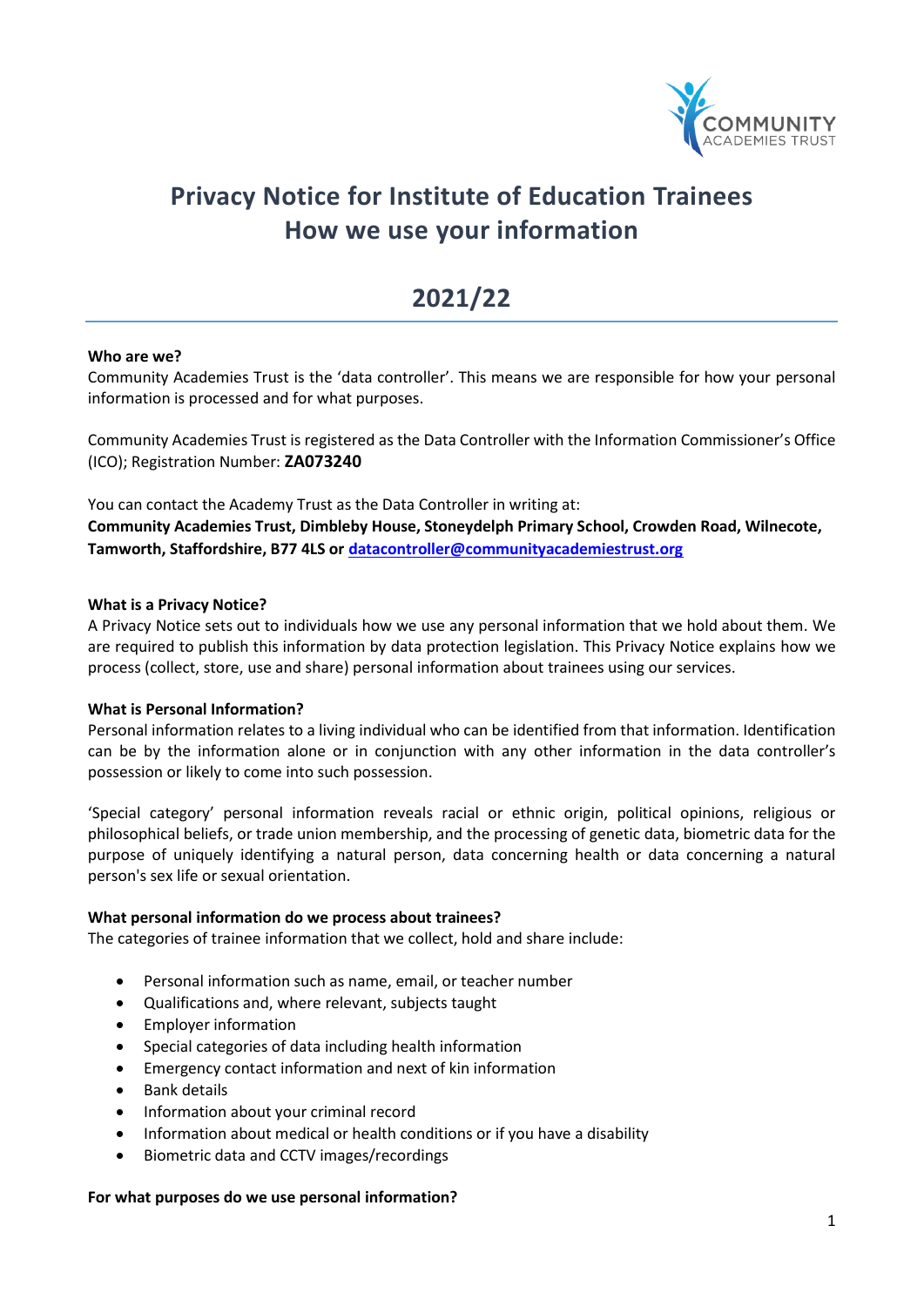# Privacy Notice for Institute of Education Trainees
# How we use your information

## 2021/22

**Who are we?**
Community Academies Trust is the 'data controller'. This means we are responsible for how your personal information is processed and for what purposes.

Community Academies Trust is registered as the Data Controller with the Information Commissioner's Office (ICO); Registration Number: **ZA073240**

You can contact the Academy Trust as the Data Controller in writing at:
**Community Academies Trust, Dimbleby House, Stoneydelph Primary School, Crowden Road, Wilnecote, Tamworth, Staffordshire, B77 4LS or [datacontroller@communityacademiestrust.org](mailto:datacontroller@communityacademiestrust.org)**

**What is a Privacy Notice?**
A Privacy Notice sets out to individuals how we use any personal information that we hold about them. We are required to publish this information by data protection legislation. This Privacy Notice explains how we process (collect, store, use and share) personal information about trainees using our services.

**What is Personal Information?**
Personal information relates to a living individual who can be identified from that information. Identification can be by the information alone or in conjunction with any other information in the data controller's possession or likely to come into such possession.

'Special category' personal information reveals racial or ethnic origin, political opinions, religious or philosophical beliefs, or trade union membership, and the processing of genetic data, biometric data for the purpose of uniquely identifying a natural person, data concerning health or data concerning a natural person's sex life or sexual orientation.

**What personal information do we process about trainees?**
The categories of trainee information that we collect, hold and share include:

- Personal information such as name, email, or teacher number
- Qualifications and, where relevant, subjects taught
- Employer information
- Special categories of data including health information
- Emergency contact information and next of kin information
- Bank details
- Information about your criminal record
- Information about medical or health conditions or if you have a disability
- Biometric data and CCTV images/recordings

**For what purposes do we use personal information?**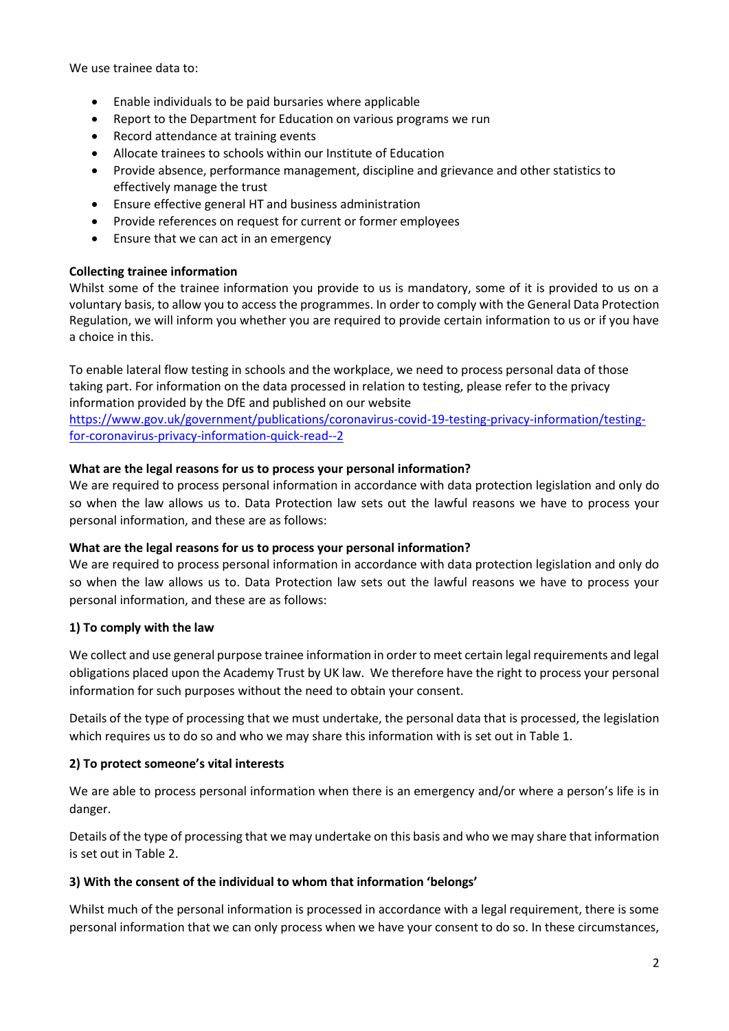We use trainee data to:

- Enable individuals to be paid bursaries where applicable
- Report to the Department for Education on various programs we run
- Record attendance at training events
- Allocate trainees to schools within our Institute of Education
- Provide absence, performance management, discipline and grievance and other statistics to effectively manage the trust
- Ensure effective general HT and business administration
- Provide references on request for current or former employees
- Ensure that we can act in an emergency

**Collecting trainee information**

Whilst some of the trainee information you provide to us is mandatory, some of it is provided to us on a voluntary basis, to allow you to access the programmes. In order to comply with the General Data Protection Regulation, we will inform you whether you are required to provide certain information to us or if you have a choice in this.

To enable lateral flow testing in schools and the workplace, we need to process personal data of those taking part. For information on the data processed in relation to testing, please refer to the privacy information provided by the DfE and published on our website [https://www.gov.uk/government/publications/coronavirus-covid-19-testing-privacy-information/testing-for-coronavirus-privacy-information-quick-read--2](https://www.gov.uk/government/publications/coronavirus-covid-19-testing-privacy-information/testing-for-coronavirus-privacy-information-quick-read--2)

**What are the legal reasons for us to process your personal information?**

We are required to process personal information in accordance with data protection legislation and only do so when the law allows us to. Data Protection law sets out the lawful reasons we have to process your personal information, and these are as follows:

**What are the legal reasons for us to process your personal information?**

We are required to process personal information in accordance with data protection legislation and only do so when the law allows us to. Data Protection law sets out the lawful reasons we have to process your personal information, and these are as follows:

**1) To comply with the law**

We collect and use general purpose trainee information in order to meet certain legal requirements and legal obligations placed upon the Academy Trust by UK law. We therefore have the right to process your personal information for such purposes without the need to obtain your consent.

Details of the type of processing that we must undertake, the personal data that is processed, the legislation which requires us to do so and who we may share this information with is set out in Table 1.

**2) To protect someone's vital interests**

We are able to process personal information when there is an emergency and/or where a person's life is in danger.

Details of the type of processing that we may undertake on this basis and who we may share that information is set out in Table 2.

**3) With the consent of the individual to whom that information 'belongs'**

Whilst much of the personal information is processed in accordance with a legal requirement, there is some personal information that we can only process when we have your consent to do so. In these circumstances,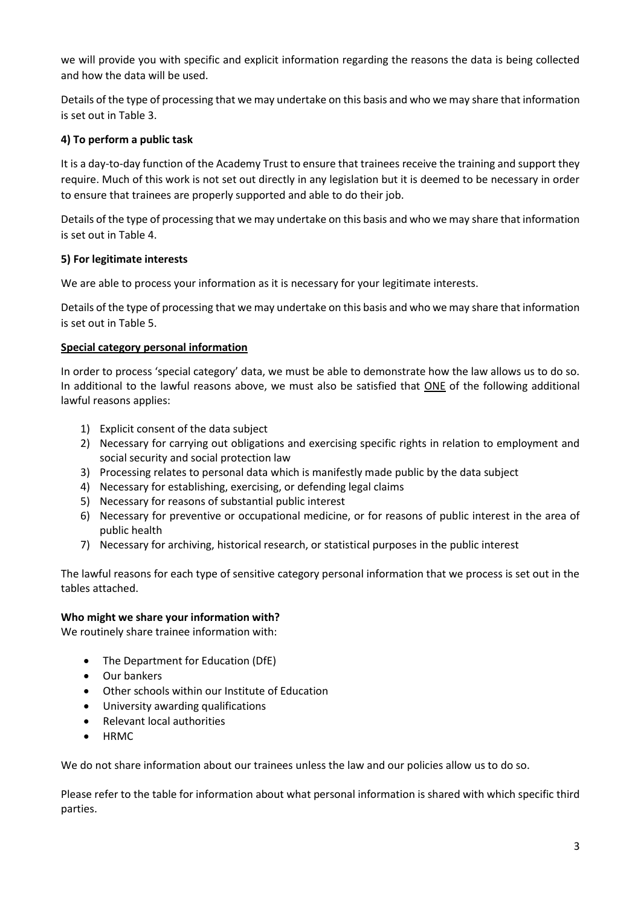we will provide you with specific and explicit information regarding the reasons the data is being collected and how the data will be used.

Details of the type of processing that we may undertake on this basis and who we may share that information is set out in Table 3.

**4) To perform a public task**

It is a day-to-day function of the Academy Trust to ensure that trainees receive the training and support they require. Much of this work is not set out directly in any legislation but it is deemed to be necessary in order to ensure that trainees are properly supported and able to do their job.

Details of the type of processing that we may undertake on this basis and who we may share that information is set out in Table 4.

**5) For legitimate interests**

We are able to process your information as it is necessary for your legitimate interests.

Details of the type of processing that we may undertake on this basis and who we may share that information is set out in Table 5.

**Special category personal information**

In order to process 'special category' data, we must be able to demonstrate how the law allows us to do so. In additional to the lawful reasons above, we must also be satisfied that ONE of the following additional lawful reasons applies:

1) Explicit consent of the data subject
2) Necessary for carrying out obligations and exercising specific rights in relation to employment and social security and social protection law
3) Processing relates to personal data which is manifestly made public by the data subject
4) Necessary for establishing, exercising, or defending legal claims
5) Necessary for reasons of substantial public interest
6) Necessary for preventive or occupational medicine, or for reasons of public interest in the area of public health
7) Necessary for archiving, historical research, or statistical purposes in the public interest

The lawful reasons for each type of sensitive category personal information that we process is set out in the tables attached.

**Who might we share your information with?**

We routinely share trainee information with:

- The Department for Education (DfE)
- Our bankers
- Other schools within our Institute of Education
- University awarding qualifications
- Relevant local authorities
- HRMC

We do not share information about our trainees unless the law and our policies allow us to do so.

Please refer to the table for information about what personal information is shared with which specific third parties.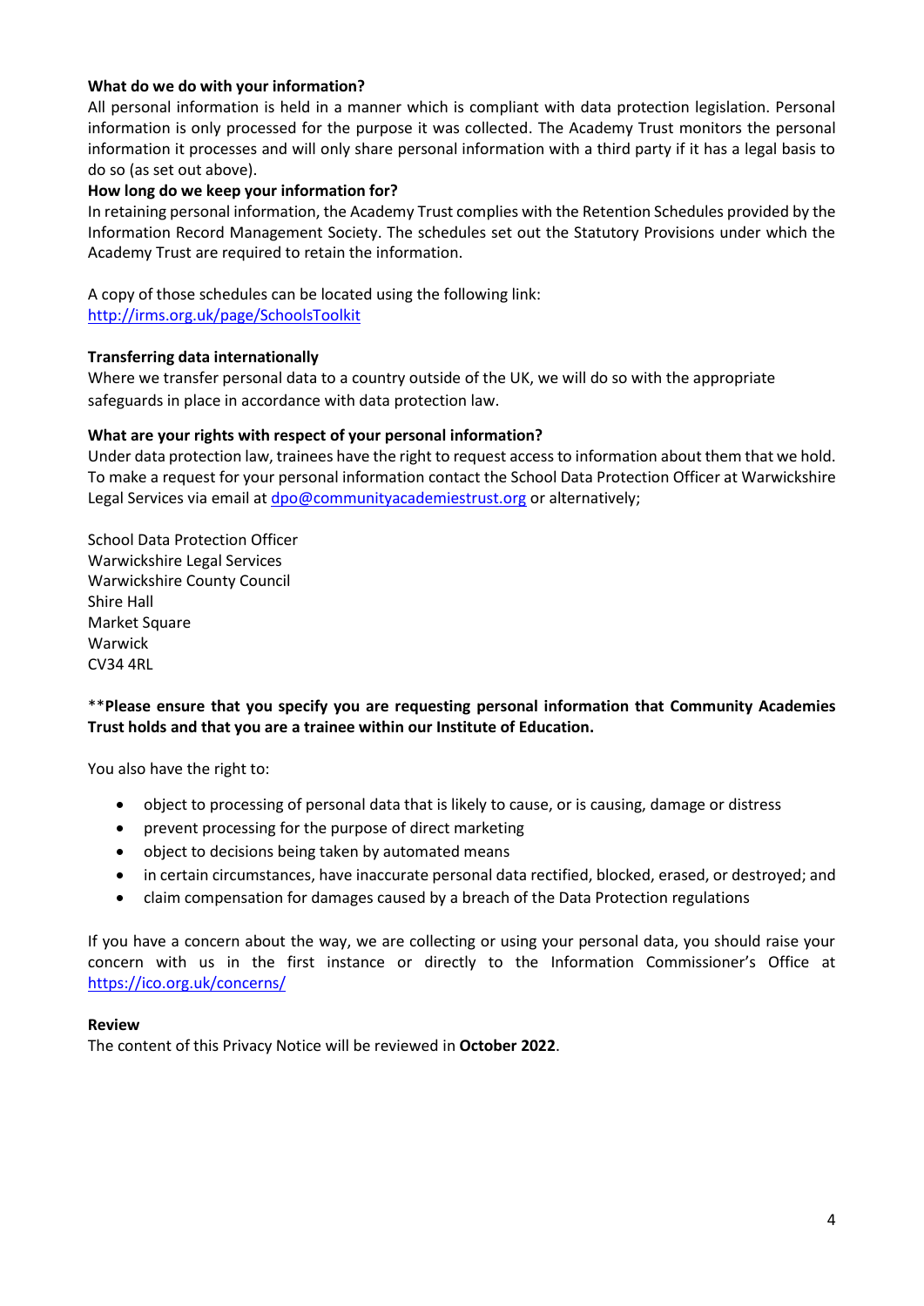**What do we do with your information?**

All personal information is held in a manner which is compliant with data protection legislation. Personal information is only processed for the purpose it was collected. The Academy Trust monitors the personal information it processes and will only share personal information with a third party if it has a legal basis to do so (as set out above).

**How long do we keep your information for?**

In retaining personal information, the Academy Trust complies with the Retention Schedules provided by the Information Record Management Society. The schedules set out the Statutory Provisions under which the Academy Trust are required to retain the information.

A copy of those schedules can be located using the following link:
[http://irms.org.uk/page/SchoolsToolkit](http://irms.org.uk/page/SchoolsToolkit)

**Transferring data internationally**

Where we transfer personal data to a country outside of the UK, we will do so with the appropriate safeguards in place in accordance with data protection law.

**What are your rights with respect of your personal information?**

Under data protection law, trainees have the right to request access to information about them that we hold. To make a request for your personal information contact the School Data Protection Officer at Warwickshire Legal Services via email at [dpo@communityacademiestrust.org](mailto:dpo@communityacademiestrust.org) or alternatively;

School Data Protection Officer
Warwickshire Legal Services
Warwickshire County Council
Shire Hall
Market Square
Warwick
CV34 4RL

**Please ensure that you specify you are requesting personal information that Community Academies Trust holds and that you are a trainee within our Institute of Education.**

You also have the right to:

- object to processing of personal data that is likely to cause, or is causing, damage or distress
- prevent processing for the purpose of direct marketing
- object to decisions being taken by automated means
- in certain circumstances, have inaccurate personal data rectified, blocked, erased, or destroyed; and
- claim compensation for damages caused by a breach of the Data Protection regulations

If you have a concern about the way, we are collecting or using your personal data, you should raise your concern with us in the first instance or directly to the Information Commissioner's Office at [https://ico.org.uk/concerns/](https://ico.org.uk/concerns/)

**Review**

The content of this Privacy Notice will be reviewed in **October 2022**.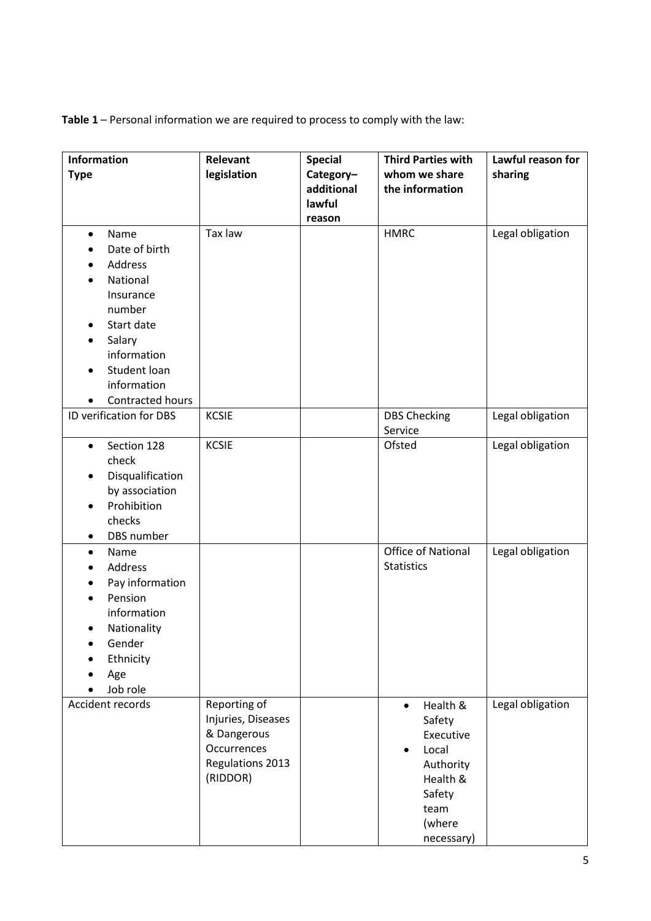**Table 1** – Personal information we are required to process to comply with the law:

| Information Type | Relevant legislation | Special Category– additional lawful reason | Third Parties with whom we share the information | Lawful reason for sharing |
|---|---|---|---|---|
| • Name<br>• Date of birth<br>• Address<br>• National Insurance number<br>• Start date<br>• Salary information<br>• Student loan information<br>• Contracted hours | Tax law | | HMRC | Legal obligation |
| ID verification for DBS | KCSIE | | DBS Checking Service | Legal obligation |
| • Section 128 check<br>• Disqualification by association<br>• Prohibition checks<br>• DBS number | KCSIE | | Ofsted | Legal obligation |
| • Name<br>• Address<br>• Pay information<br>• Pension information<br>• Nationality<br>• Gender<br>• Ethnicity<br>• Age<br>• Job role | | | Office of National Statistics | Legal obligation |
| Accident records | Reporting of Injuries, Diseases & Dangerous Occurrences Regulations 2013 (RIDDOR) | | • Health & Safety Executive<br>• Local Authority Health & Safety team (where necessary) | Legal obligation |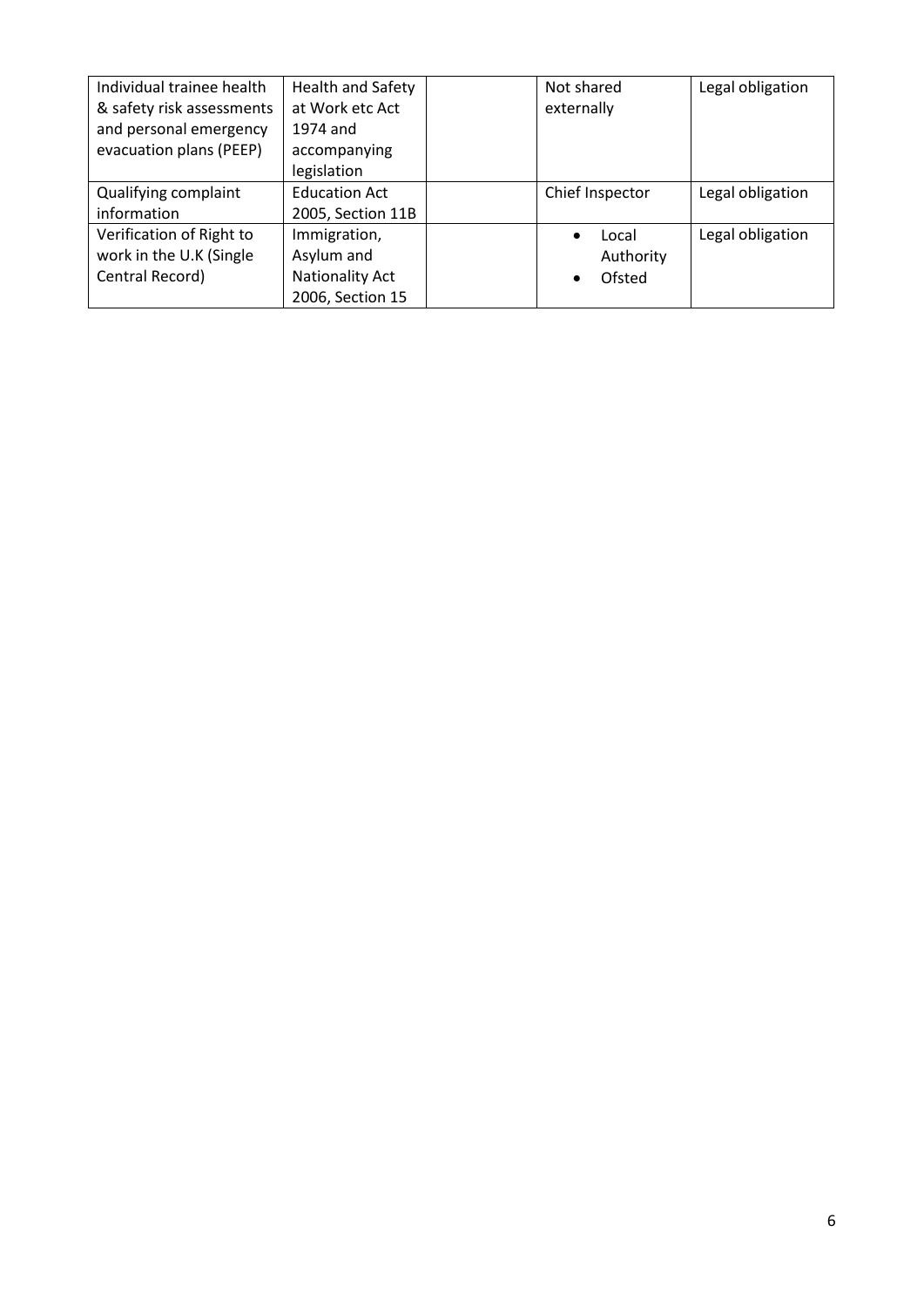| Individual trainee health & safety risk assessments and personal emergency evacuation plans (PEEP) | Health and Safety at Work etc Act 1974 and accompanying legislation | | Not shared externally | Legal obligation |
|---|---|---|---|---|
| Qualifying complaint information | Education Act 2005, Section 11B | | Chief Inspector | Legal obligation |
| Verification of Right to work in the U.K (Single Central Record) | Immigration, Asylum and Nationality Act 2006, Section 15 | | • Local Authority<br>• Ofsted | Legal obligation |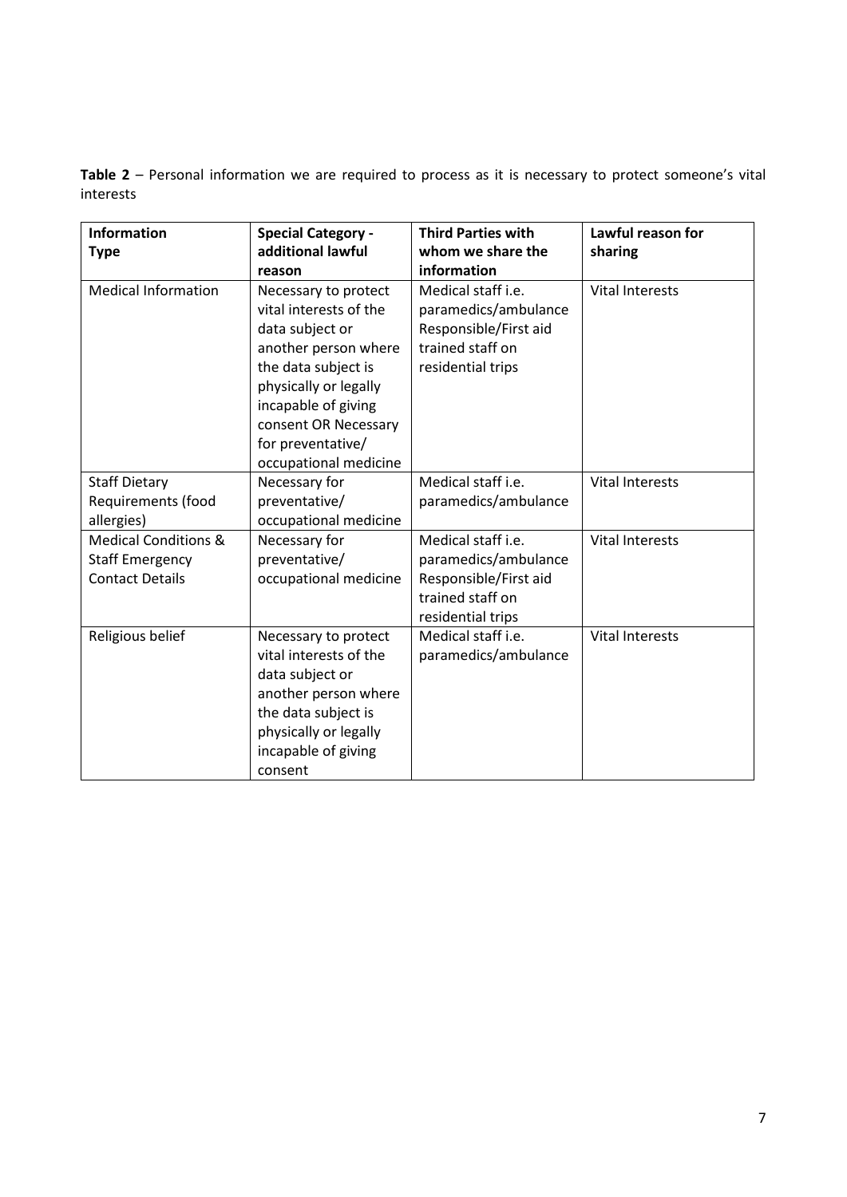**Table 2** – Personal information we are required to process as it is necessary to protect someone's vital interests

| Information Type | Special Category - additional lawful reason | Third Parties with whom we share the information | Lawful reason for sharing |
|---|---|---|---|
| Medical Information | Necessary to protect vital interests of the data subject or another person where the data subject is physically or legally incapable of giving consent OR Necessary for preventative/ occupational medicine | Medical staff i.e. paramedics/ambulance Responsible/First aid trained staff on residential trips | Vital Interests |
| Staff Dietary Requirements (food allergies) | Necessary for preventative/ occupational medicine | Medical staff i.e. paramedics/ambulance | Vital Interests |
| Medical Conditions & Staff Emergency Contact Details | Necessary for preventative/ occupational medicine | Medical staff i.e. paramedics/ambulance Responsible/First aid trained staff on residential trips | Vital Interests |
| Religious belief | Necessary to protect vital interests of the data subject or another person where the data subject is physically or legally incapable of giving consent | Medical staff i.e. paramedics/ambulance | Vital Interests |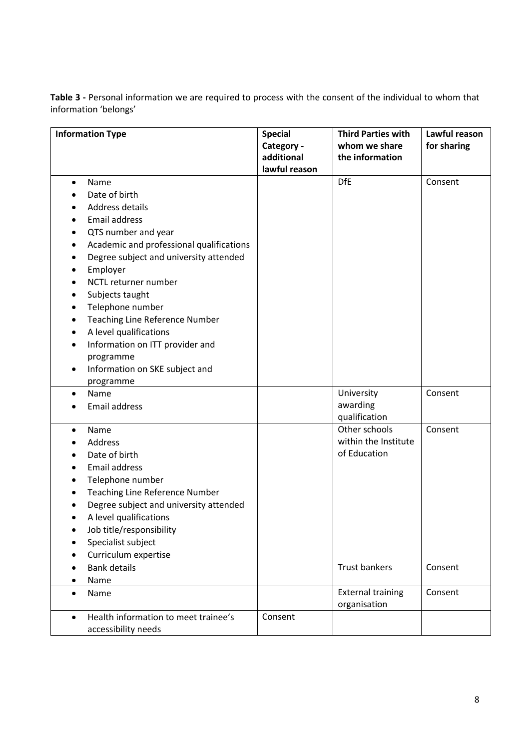**Table 3 -** Personal information we are required to process with the consent of the individual to whom that information 'belongs'

| Information Type | Special Category - additional lawful reason | Third Parties with whom we share the information | Lawful reason for sharing |
|---|---|---|---|
| • Name<br>• Date of birth<br>• Address details<br>• Email address<br>• QTS number and year<br>• Academic and professional qualifications<br>• Degree subject and university attended<br>• Employer<br>• NCTL returner number<br>• Subjects taught<br>• Telephone number<br>• Teaching Line Reference Number<br>• A level qualifications<br>• Information on ITT provider and programme<br>• Information on SKE subject and programme | | DfE | Consent |
| • Name<br>• Email address | | University awarding qualification | Consent |
| • Name<br>• Address<br>• Date of birth<br>• Email address<br>• Telephone number<br>• Teaching Line Reference Number<br>• Degree subject and university attended<br>• A level qualifications<br>• Job title/responsibility<br>• Specialist subject<br>• Curriculum expertise | | Other schools within the Institute of Education | Consent |
| • Bank details<br>• Name | | Trust bankers | Consent |
| • Name | | External training organisation | Consent |
| • Health information to meet trainee's accessibility needs | Consent | | |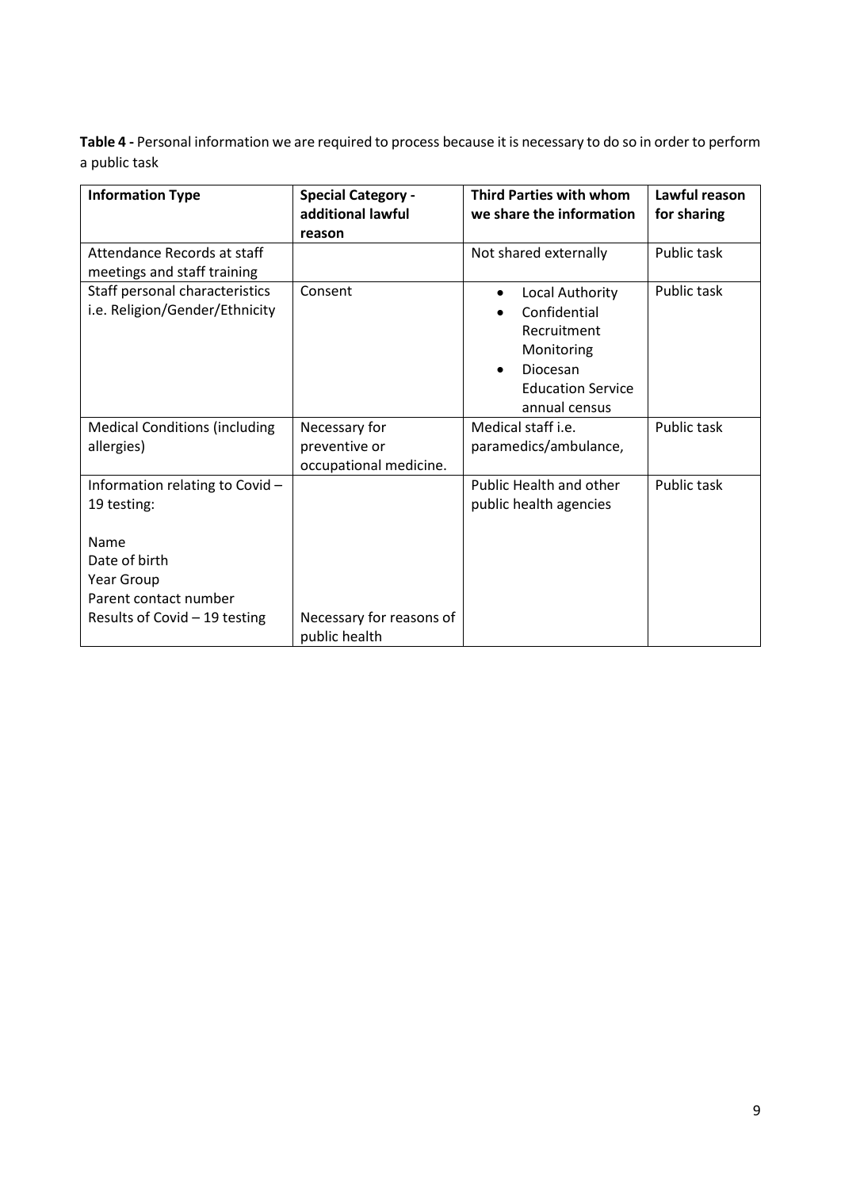**Table 4 -** Personal information we are required to process because it is necessary to do so in order to perform a public task

| Information Type | Special Category - additional lawful reason | Third Parties with whom we share the information | Lawful reason for sharing |
|---|---|---|---|
| Attendance Records at staff meetings and staff training | | Not shared externally | Public task |
| Staff personal characteristics i.e. Religion/Gender/Ethnicity | Consent | • Local Authority<br>• Confidential Recruitment Monitoring<br>• Diocesan Education Service annual census | Public task |
| Medical Conditions (including allergies) | Necessary for preventive or occupational medicine. | Medical staff i.e. paramedics/ambulance, | Public task |
| Information relating to Covid – 19 testing:<br><br>Name<br>Date of birth<br>Year Group<br>Parent contact number<br>Results of Covid – 19 testing | Necessary for reasons of public health | Public Health and other public health agencies | Public task |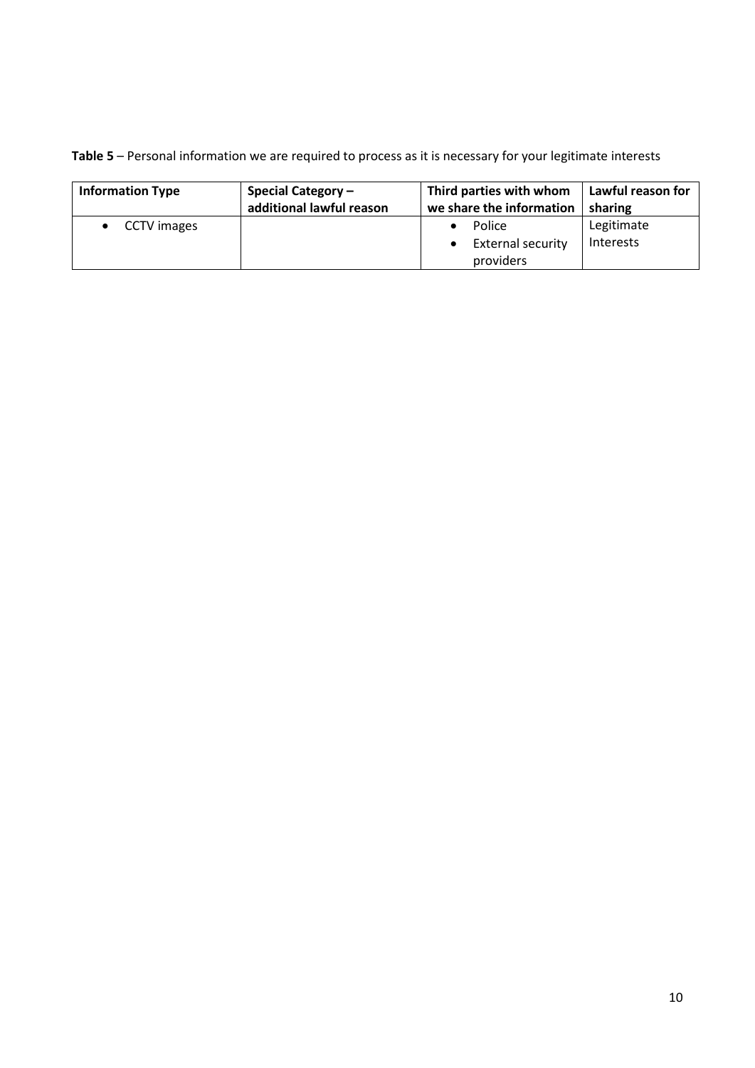**Table 5** – Personal information we are required to process as it is necessary for your legitimate interests

| Information Type | Special Category – additional lawful reason | Third parties with whom we share the information | Lawful reason for sharing |
|---|---|---|---|
| • CCTV images | | • Police<br>• External security providers | Legitimate Interests |